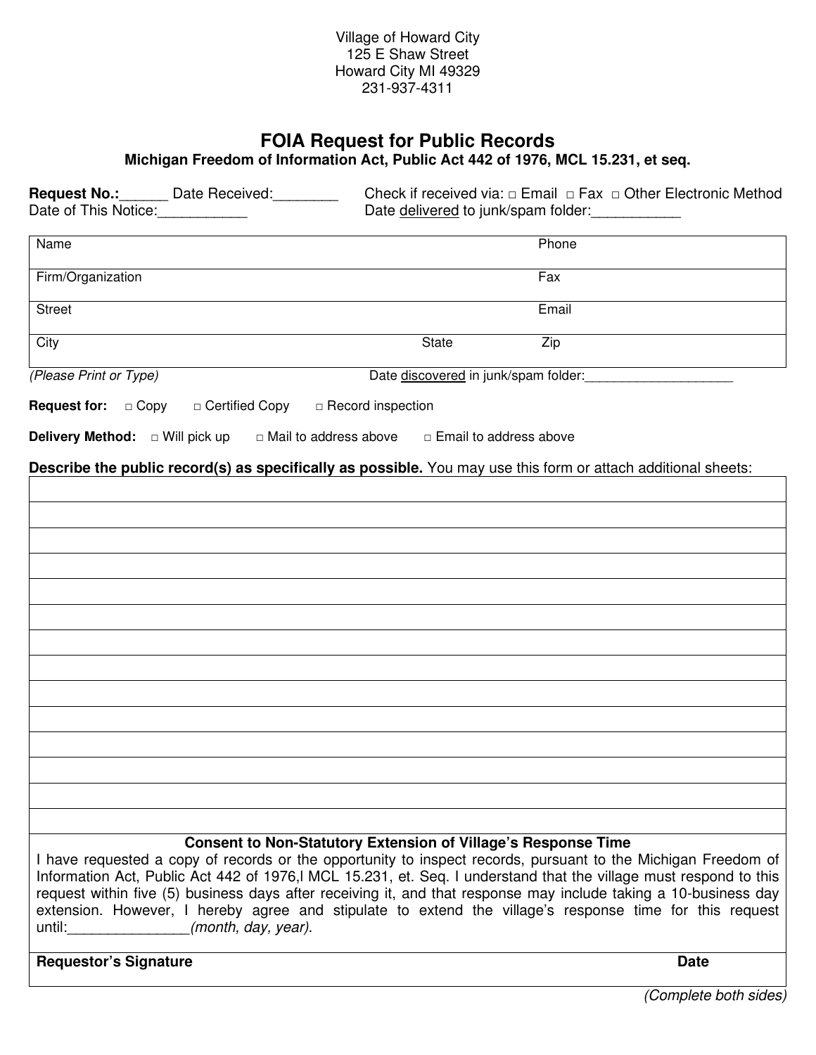Village of Howard City
125 E Shaw Street
Howard City MI 49329
231-937-4311

# FOIA Request for Public Records

**Michigan Freedom of Information Act, Public Act 442 of 1976, MCL 15.231, et seq.**

**Request No.:**______ Date Received:________ Check if received via: □ Email □ Fax □ Other Electronic Method
Date of This Notice:___________ Date delivered to junk/spam folder:___________

| Name | | Phone |
|---|---|---|
| Firm/Organization | | Fax |
| Street | | Email |
| City | State | Zip |

*(Please Print or Type)* Date discovered in junk/spam folder:____________________

**Request for:** □ Copy □ Certified Copy □ Record inspection

**Delivery Method:** □ Will pick up □ Mail to address above □ Email to address above

**Describe the public record(s) as specifically as possible.** You may use this form or attach additional sheets:

| |
|---|
| |
| |
| |
| |
| |
| |
| |
| |
| |
| |
| |
| |
| |

**Consent to Non-Statutory Extension of Village's Response Time**

I have requested a copy of records or the opportunity to inspect records, pursuant to the Michigan Freedom of Information Act, Public Act 442 of 1976,l MCL 15.231, et. Seq. I understand that the village must respond to this request within five (5) business days after receiving it, and that response may include taking a 10-business day extension. However, I hereby agree and stipulate to extend the village's response time for this request until:_______________*(month, day, year)*.

**Requestor's Signature** **Date**

*(Complete both sides)*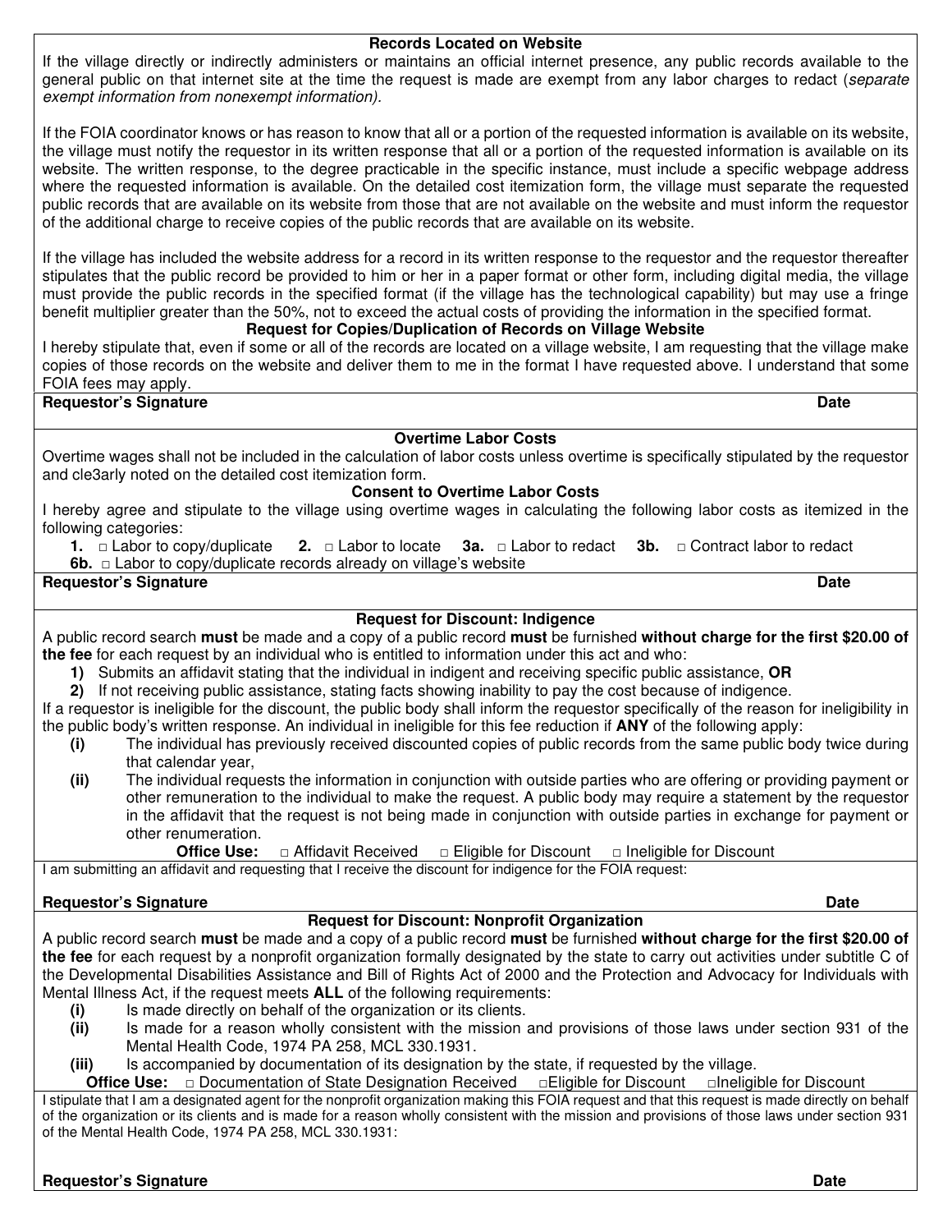### Records Located on Website

If the village directly or indirectly administers or maintains an official internet presence, any public records available to the general public on that internet site at the time the request is made are exempt from any labor charges to redact (*separate exempt information from nonexempt information).*

If the FOIA coordinator knows or has reason to know that all or a portion of the requested information is available on its website, the village must notify the requestor in its written response that all or a portion of the requested information is available on its website. The written response, to the degree practicable in the specific instance, must include a specific webpage address where the requested information is available. On the detailed cost itemization form, the village must separate the requested public records that are available on its website from those that are not available on the website and must inform the requestor of the additional charge to receive copies of the public records that are available on its website.

If the village has included the website address for a record in its written response to the requestor and the requestor thereafter stipulates that the public record be provided to him or her in a paper format or other form, including digital media, the village must provide the public records in the specified format (if the village has the technological capability) but may use a fringe benefit multiplier greater than the 50%, not to exceed the actual costs of providing the information in the specified format.

### Request for Copies/Duplication of Records on Village Website

I hereby stipulate that, even if some or all of the records are located on a village website, I am requesting that the village make copies of those records on the website and deliver them to me in the format I have requested above. I understand that some FOIA fees may apply.

**Requestor's Signature** **Date**

### Overtime Labor Costs

Overtime wages shall not be included in the calculation of labor costs unless overtime is specifically stipulated by the requestor and cle3arly noted on the detailed cost itemization form.

### Consent to Overtime Labor Costs

I hereby agree and stipulate to the village using overtime wages in calculating the following labor costs as itemized in the following categories:

**1.** □ Labor to copy/duplicate **2.** □ Labor to locate **3a.** □ Labor to redact **3b.** □ Contract labor to redact
**6b.** □ Labor to copy/duplicate records already on village's website

**Requestor's Signature** **Date**

### Request for Discount: Indigence

A public record search **must** be made and a copy of a public record **must** be furnished **without charge for the first $20.00 of the fee** for each request by an individual who is entitled to information under this act and who:

1) Submits an affidavit stating that the individual in indigent and receiving specific public assistance, **OR**
2) If not receiving public assistance, stating facts showing inability to pay the cost because of indigence.

If a requestor is ineligible for the discount, the public body shall inform the requestor specifically of the reason for ineligibility in the public body's written response. An individual in ineligible for this fee reduction if **ANY** of the following apply:

- **(i)** The individual has previously received discounted copies of public records from the same public body twice during that calendar year,
- **(ii)** The individual requests the information in conjunction with outside parties who are offering or providing payment or other remuneration to the individual to make the request. A public body may require a statement by the requestor in the affidavit that the request is not being made in conjunction with outside parties in exchange for payment or other renumeration.

**Office Use:** □ Affidavit Received □ Eligible for Discount □ Ineligible for Discount

I am submitting an affidavit and requesting that I receive the discount for indigence for the FOIA request:

**Requestor's Signature** **Date**

### Request for Discount: Nonprofit Organization

A public record search **must** be made and a copy of a public record **must** be furnished **without charge for the first $20.00 of the fee** for each request by a nonprofit organization formally designated by the state to carry out activities under subtitle C of the Developmental Disabilities Assistance and Bill of Rights Act of 2000 and the Protection and Advocacy for Individuals with Mental Illness Act, if the request meets **ALL** of the following requirements:

- **(i)** Is made directly on behalf of the organization or its clients.
- **(ii)** Is made for a reason wholly consistent with the mission and provisions of those laws under section 931 of the Mental Health Code, 1974 PA 258, MCL 330.1931.
- **(iii)** Is accompanied by documentation of its designation by the state, if requested by the village.

**Office Use:** □ Documentation of State Designation Received □Eligible for Discount □Ineligible for Discount

I stipulate that I am a designated agent for the nonprofit organization making this FOIA request and that this request is made directly on behalf of the organization or its clients and is made for a reason wholly consistent with the mission and provisions of those laws under section 931 of the Mental Health Code, 1974 PA 258, MCL 330.1931:

**Requestor's Signature** **Date**